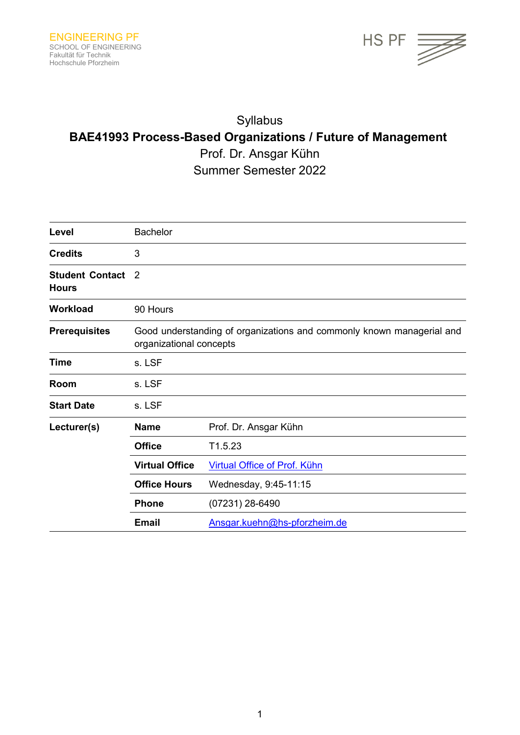ENGINEERING PF
SCHOOL OF ENGINEERING
Fakultät für Technik
Hochschule Pforzheim

HS PF

Syllabus

# BAE41993 Process-Based Organizations / Future of Management

Prof. Dr. Ansgar Kühn

Summer Semester 2022

| | | |
|---|---|---|
| **Level** | Bachelor | |
| **Credits** | 3 | |
| **Student Contact Hours** | 2 | |
| **Workload** | 90 Hours | |
| **Prerequisites** | Good understanding of organizations and commonly known managerial and organizational concepts | |
| **Time** | s. LSF | |
| **Room** | s. LSF | |
| **Start Date** | s. LSF | |
| **Lecturer(s)** | **Name** | Prof. Dr. Ansgar Kühn |
| | **Office** | T1.5.23 |
| | **Virtual Office** | Virtual Office of Prof. Kühn |
| | **Office Hours** | Wednesday, 9:45-11:15 |
| | **Phone** | (07231) 28-6490 |
| | **Email** | Ansgar.kuehn@hs-pforzheim.de |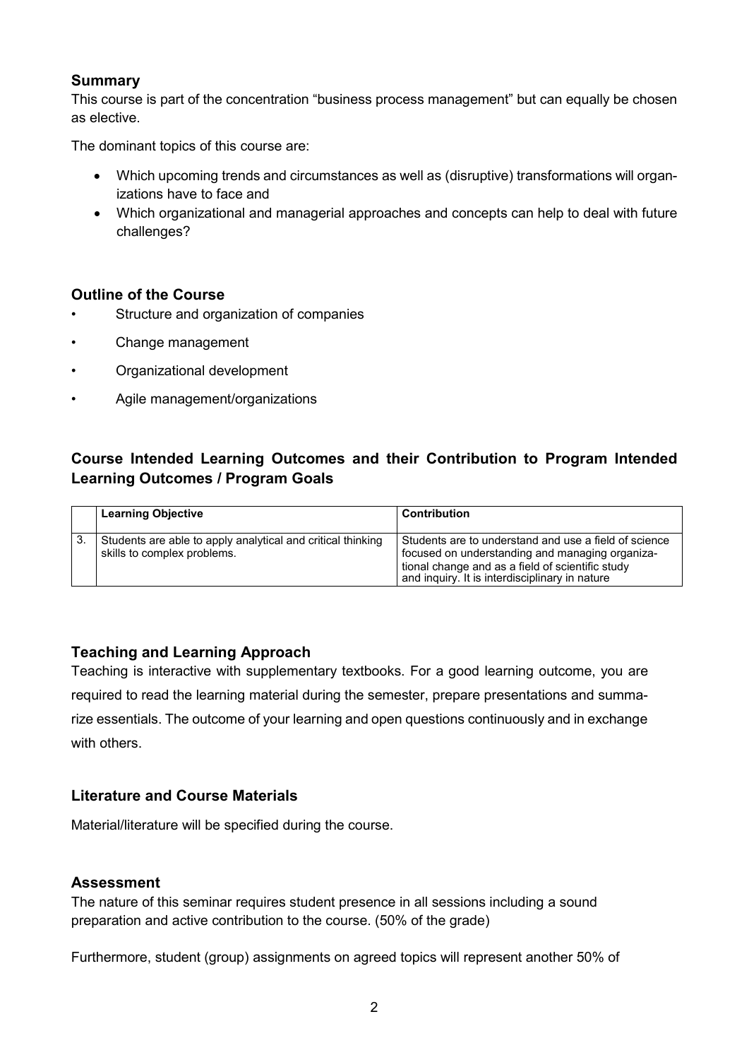## Summary

This course is part of the concentration "business process management" but can equally be chosen as elective.

The dominant topics of this course are:

- Which upcoming trends and circumstances as well as (disruptive) transformations will organizations have to face and
- Which organizational and managerial approaches and concepts can help to deal with future challenges?

## Outline of the Course

- Structure and organization of companies
- Change management
- Organizational development
- Agile management/organizations

## Course Intended Learning Outcomes and their Contribution to Program Intended Learning Outcomes / Program Goals

| | Learning Objective | Contribution |
|---|---|---|
| 3. | Students are able to apply analytical and critical thinking skills to complex problems. | Students are to understand and use a field of science focused on understanding and managing organizational change and as a field of scientific study and inquiry. It is interdisciplinary in nature |

## Teaching and Learning Approach

Teaching is interactive with supplementary textbooks. For a good learning outcome, you are required to read the learning material during the semester, prepare presentations and summarize essentials. The outcome of your learning and open questions continuously and in exchange with others.

## Literature and Course Materials

Material/literature will be specified during the course.

## Assessment

The nature of this seminar requires student presence in all sessions including a sound preparation and active contribution to the course. (50% of the grade)

Furthermore, student (group) assignments on agreed topics will represent another 50% of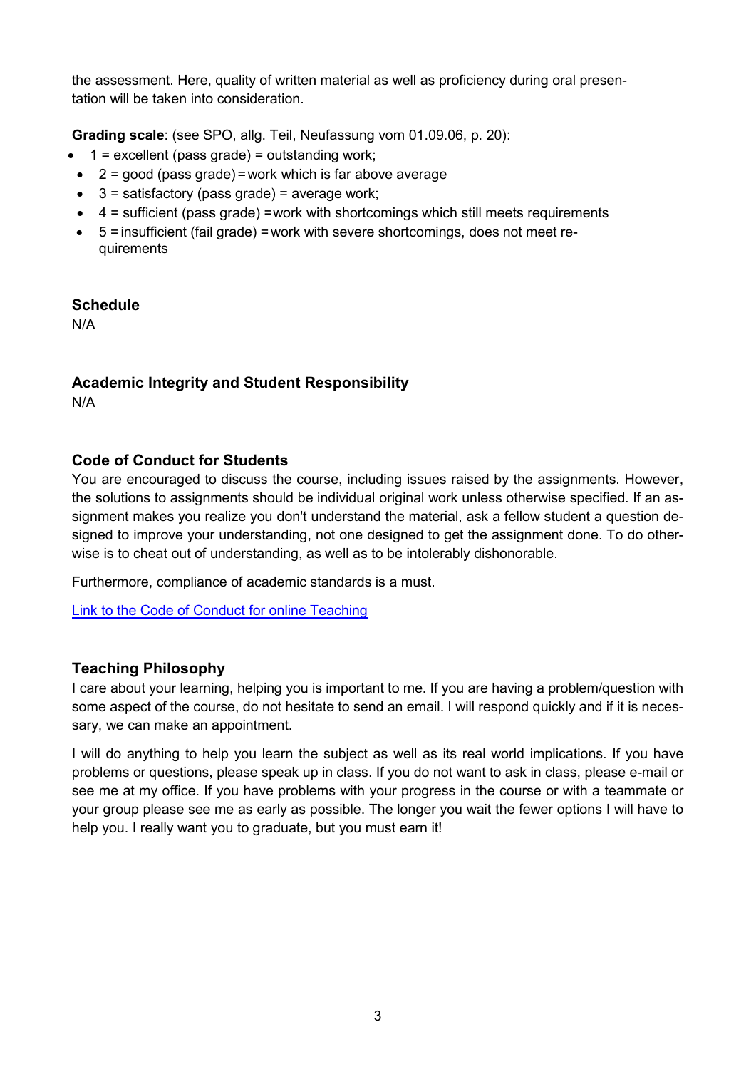the assessment. Here, quality of written material as well as proficiency during oral presentation will be taken into consideration.

**Grading scale**: (see SPO, allg. Teil, Neufassung vom 01.09.06, p. 20):

- 1 = excellent (pass grade) = outstanding work;
- 2 = good (pass grade) = work which is far above average
- 3 = satisfactory (pass grade) = average work;
- 4 = sufficient (pass grade) = work with shortcomings which still meets requirements
- 5 = insufficient (fail grade) = work with severe shortcomings, does not meet requirements

### Schedule

N/A

### Academic Integrity and Student Responsibility

N/A

### Code of Conduct for Students

You are encouraged to discuss the course, including issues raised by the assignments. However, the solutions to assignments should be individual original work unless otherwise specified. If an assignment makes you realize you don't understand the material, ask a fellow student a question designed to improve your understanding, not one designed to get the assignment done. To do otherwise is to cheat out of understanding, as well as to be intolerably dishonorable.

Furthermore, compliance of academic standards is a must.

Link to the Code of Conduct for online Teaching

### Teaching Philosophy

I care about your learning, helping you is important to me. If you are having a problem/question with some aspect of the course, do not hesitate to send an email. I will respond quickly and if it is necessary, we can make an appointment.

I will do anything to help you learn the subject as well as its real world implications. If you have problems or questions, please speak up in class. If you do not want to ask in class, please e-mail or see me at my office. If you have problems with your progress in the course or with a teammate or your group please see me as early as possible. The longer you wait the fewer options I will have to help you. I really want you to graduate, but you must earn it!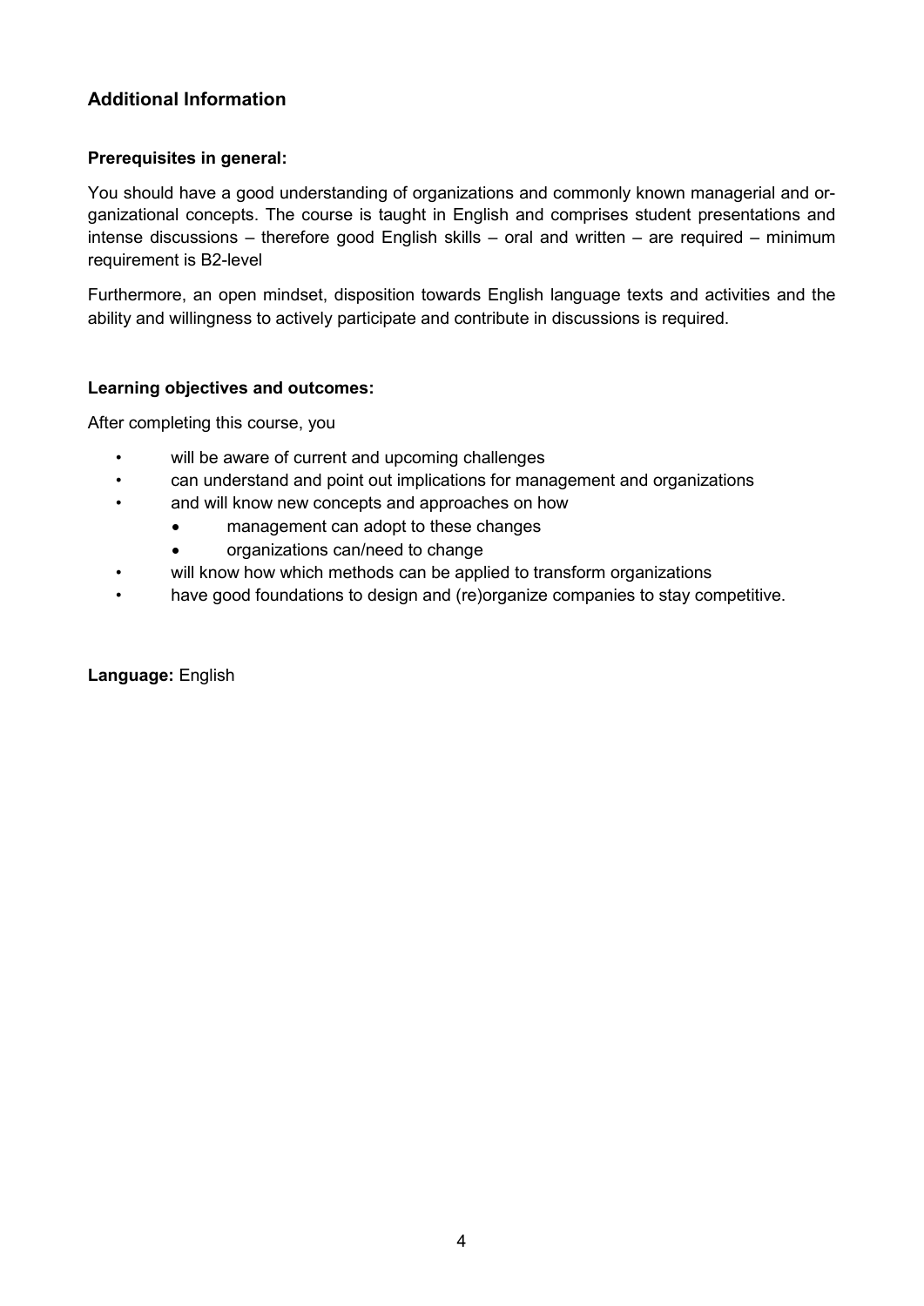## Additional Information

**Prerequisites in general:**

You should have a good understanding of organizations and commonly known managerial and organizational concepts. The course is taught in English and comprises student presentations and intense discussions – therefore good English skills – oral and written – are required – minimum requirement is B2-level

Furthermore, an open mindset, disposition towards English language texts and activities and the ability and willingness to actively participate and contribute in discussions is required.

**Learning objectives and outcomes:**

After completing this course, you

- will be aware of current and upcoming challenges
- can understand and point out implications for management and organizations
- and will know new concepts and approaches on how
  - management can adopt to these changes
  - organizations can/need to change
- will know how which methods can be applied to transform organizations
- have good foundations to design and (re)organize companies to stay competitive.

**Language:** English